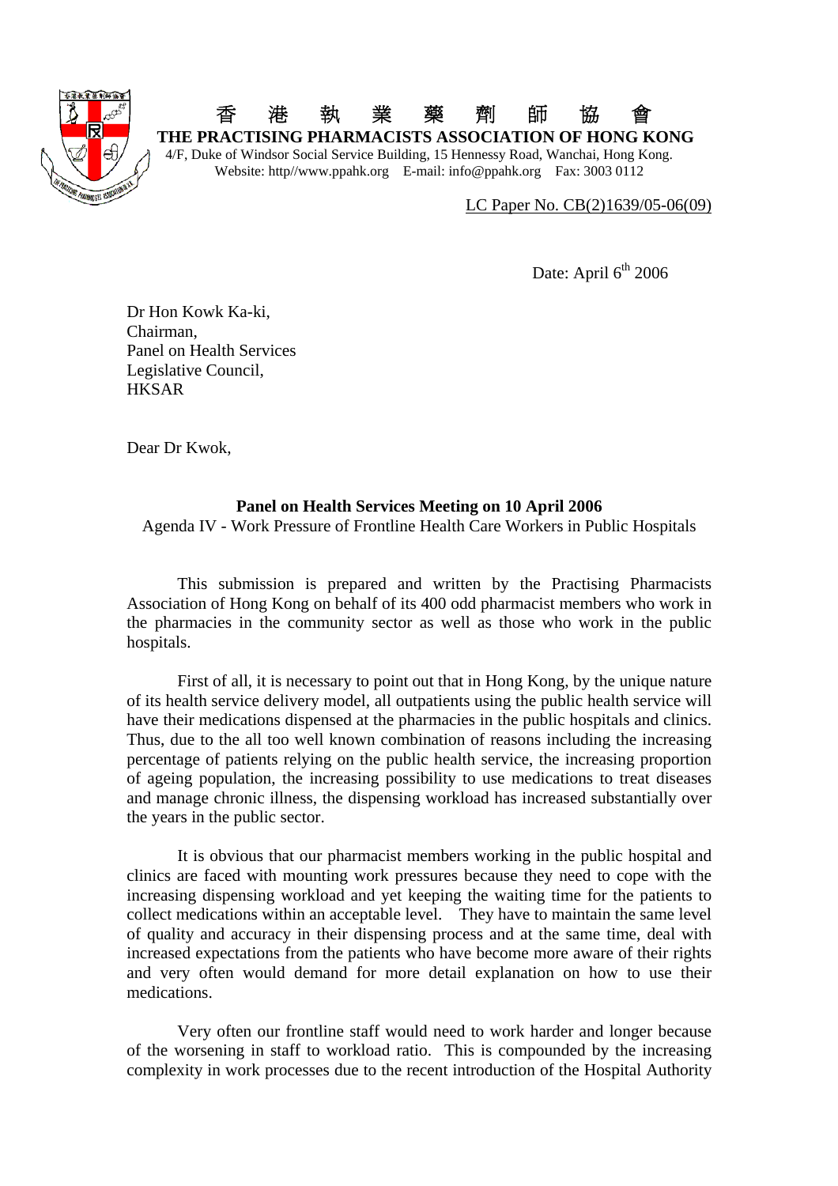# 香　港　執　業　藥　劑　師　協　會

**THE PRACTISING PHARMACISTS ASSOCIATION OF HONG KONG**

4/F, Duke of Windsor Social Service Building, 15 Hennessy Road, Wanchai, Hong Kong.
Website: http//www.ppahk.org　E-mail: info@ppahk.org　Fax: 3003 0112

LC Paper No. CB(2)1639/05-06(09)

Date: April 6th 2006

Dr Hon Kowk Ka-ki,
Chairman,
Panel on Health Services
Legislative Council,
HKSAR

Dear Dr Kwok,

**Panel on Health Services Meeting on 10 April 2006**

Agenda IV - Work Pressure of Frontline Health Care Workers in Public Hospitals

This submission is prepared and written by the Practising Pharmacists Association of Hong Kong on behalf of its 400 odd pharmacist members who work in the pharmacies in the community sector as well as those who work in the public hospitals.

First of all, it is necessary to point out that in Hong Kong, by the unique nature of its health service delivery model, all outpatients using the public health service will have their medications dispensed at the pharmacies in the public hospitals and clinics. Thus, due to the all too well known combination of reasons including the increasing percentage of patients relying on the public health service, the increasing proportion of ageing population, the increasing possibility to use medications to treat diseases and manage chronic illness, the dispensing workload has increased substantially over the years in the public sector.

It is obvious that our pharmacist members working in the public hospital and clinics are faced with mounting work pressures because they need to cope with the increasing dispensing workload and yet keeping the waiting time for the patients to collect medications within an acceptable level. They have to maintain the same level of quality and accuracy in their dispensing process and at the same time, deal with increased expectations from the patients who have become more aware of their rights and very often would demand for more detail explanation on how to use their medications.

Very often our frontline staff would need to work harder and longer because of the worsening in staff to workload ratio. This is compounded by the increasing complexity in work processes due to the recent introduction of the Hospital Authority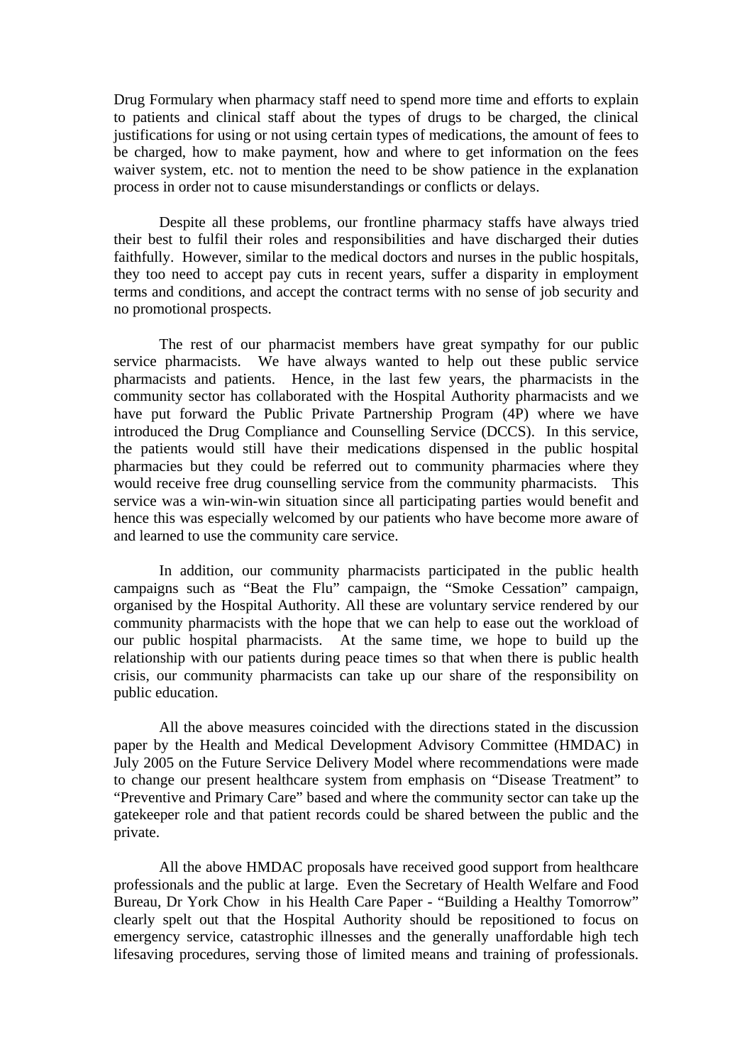Drug Formulary when pharmacy staff need to spend more time and efforts to explain to patients and clinical staff about the types of drugs to be charged, the clinical justifications for using or not using certain types of medications, the amount of fees to be charged, how to make payment, how and where to get information on the fees waiver system, etc. not to mention the need to be show patience in the explanation process in order not to cause misunderstandings or conflicts or delays.

Despite all these problems, our frontline pharmacy staffs have always tried their best to fulfil their roles and responsibilities and have discharged their duties faithfully. However, similar to the medical doctors and nurses in the public hospitals, they too need to accept pay cuts in recent years, suffer a disparity in employment terms and conditions, and accept the contract terms with no sense of job security and no promotional prospects.

The rest of our pharmacist members have great sympathy for our public service pharmacists. We have always wanted to help out these public service pharmacists and patients. Hence, in the last few years, the pharmacists in the community sector has collaborated with the Hospital Authority pharmacists and we have put forward the Public Private Partnership Program (4P) where we have introduced the Drug Compliance and Counselling Service (DCCS). In this service, the patients would still have their medications dispensed in the public hospital pharmacies but they could be referred out to community pharmacies where they would receive free drug counselling service from the community pharmacists. This service was a win-win-win situation since all participating parties would benefit and hence this was especially welcomed by our patients who have become more aware of and learned to use the community care service.

In addition, our community pharmacists participated in the public health campaigns such as "Beat the Flu" campaign, the "Smoke Cessation" campaign, organised by the Hospital Authority. All these are voluntary service rendered by our community pharmacists with the hope that we can help to ease out the workload of our public hospital pharmacists. At the same time, we hope to build up the relationship with our patients during peace times so that when there is public health crisis, our community pharmacists can take up our share of the responsibility on public education.

All the above measures coincided with the directions stated in the discussion paper by the Health and Medical Development Advisory Committee (HMDAC) in July 2005 on the Future Service Delivery Model where recommendations were made to change our present healthcare system from emphasis on "Disease Treatment" to "Preventive and Primary Care" based and where the community sector can take up the gatekeeper role and that patient records could be shared between the public and the private.

All the above HMDAC proposals have received good support from healthcare professionals and the public at large. Even the Secretary of Health Welfare and Food Bureau, Dr York Chow in his Health Care Paper - "Building a Healthy Tomorrow" clearly spelt out that the Hospital Authority should be repositioned to focus on emergency service, catastrophic illnesses and the generally unaffordable high tech lifesaving procedures, serving those of limited means and training of professionals.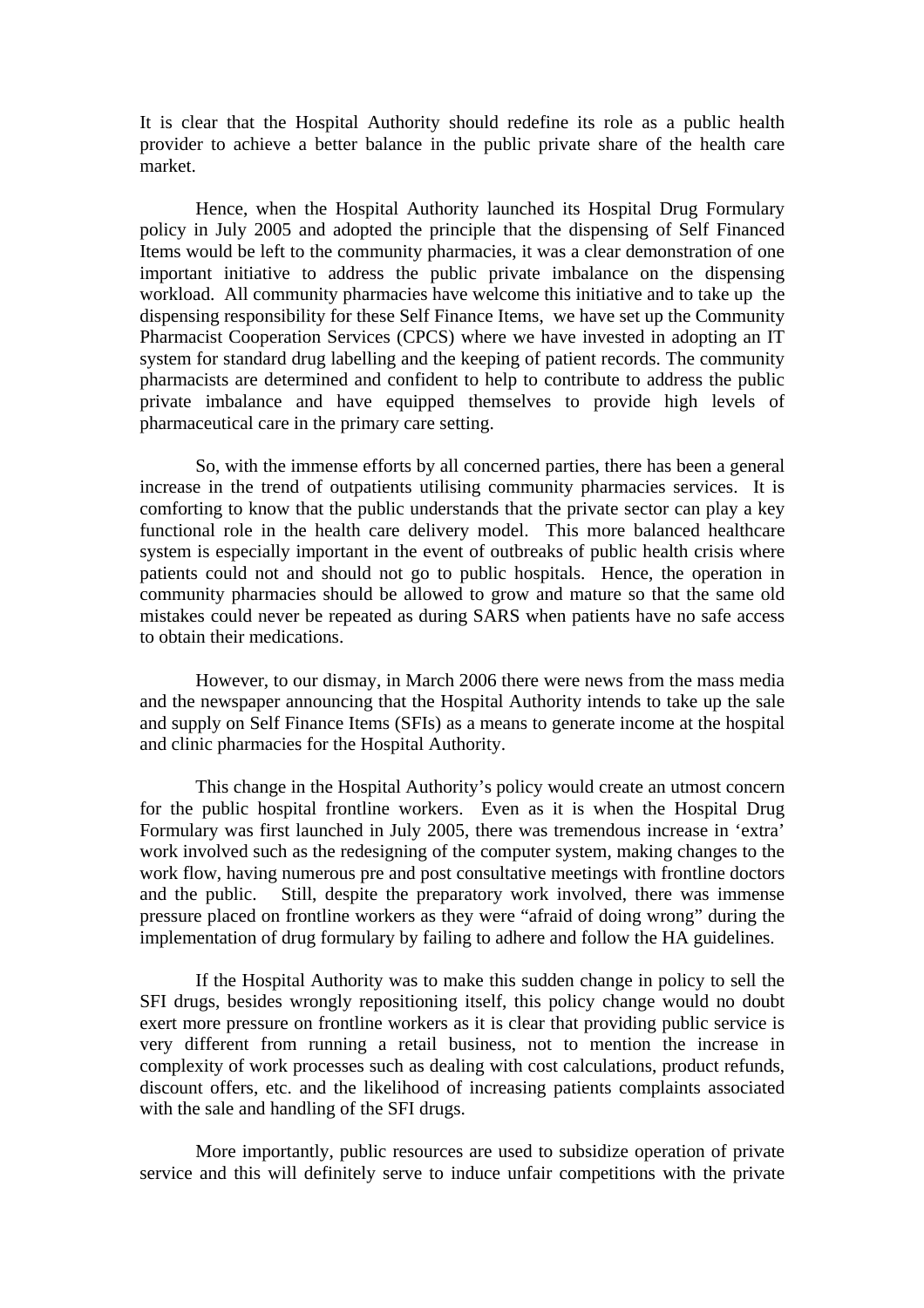It is clear that the Hospital Authority should redefine its role as a public health provider to achieve a better balance in the public private share of the health care market.

Hence, when the Hospital Authority launched its Hospital Drug Formulary policy in July 2005 and adopted the principle that the dispensing of Self Financed Items would be left to the community pharmacies, it was a clear demonstration of one important initiative to address the public private imbalance on the dispensing workload. All community pharmacies have welcome this initiative and to take up the dispensing responsibility for these Self Finance Items, we have set up the Community Pharmacist Cooperation Services (CPCS) where we have invested in adopting an IT system for standard drug labelling and the keeping of patient records. The community pharmacists are determined and confident to help to contribute to address the public private imbalance and have equipped themselves to provide high levels of pharmaceutical care in the primary care setting.

So, with the immense efforts by all concerned parties, there has been a general increase in the trend of outpatients utilising community pharmacies services. It is comforting to know that the public understands that the private sector can play a key functional role in the health care delivery model. This more balanced healthcare system is especially important in the event of outbreaks of public health crisis where patients could not and should not go to public hospitals. Hence, the operation in community pharmacies should be allowed to grow and mature so that the same old mistakes could never be repeated as during SARS when patients have no safe access to obtain their medications.

However, to our dismay, in March 2006 there were news from the mass media and the newspaper announcing that the Hospital Authority intends to take up the sale and supply on Self Finance Items (SFIs) as a means to generate income at the hospital and clinic pharmacies for the Hospital Authority.

This change in the Hospital Authority's policy would create an utmost concern for the public hospital frontline workers. Even as it is when the Hospital Drug Formulary was first launched in July 2005, there was tremendous increase in 'extra' work involved such as the redesigning of the computer system, making changes to the work flow, having numerous pre and post consultative meetings with frontline doctors and the public. Still, despite the preparatory work involved, there was immense pressure placed on frontline workers as they were "afraid of doing wrong" during the implementation of drug formulary by failing to adhere and follow the HA guidelines.

If the Hospital Authority was to make this sudden change in policy to sell the SFI drugs, besides wrongly repositioning itself, this policy change would no doubt exert more pressure on frontline workers as it is clear that providing public service is very different from running a retail business, not to mention the increase in complexity of work processes such as dealing with cost calculations, product refunds, discount offers, etc. and the likelihood of increasing patients complaints associated with the sale and handling of the SFI drugs.

More importantly, public resources are used to subsidize operation of private service and this will definitely serve to induce unfair competitions with the private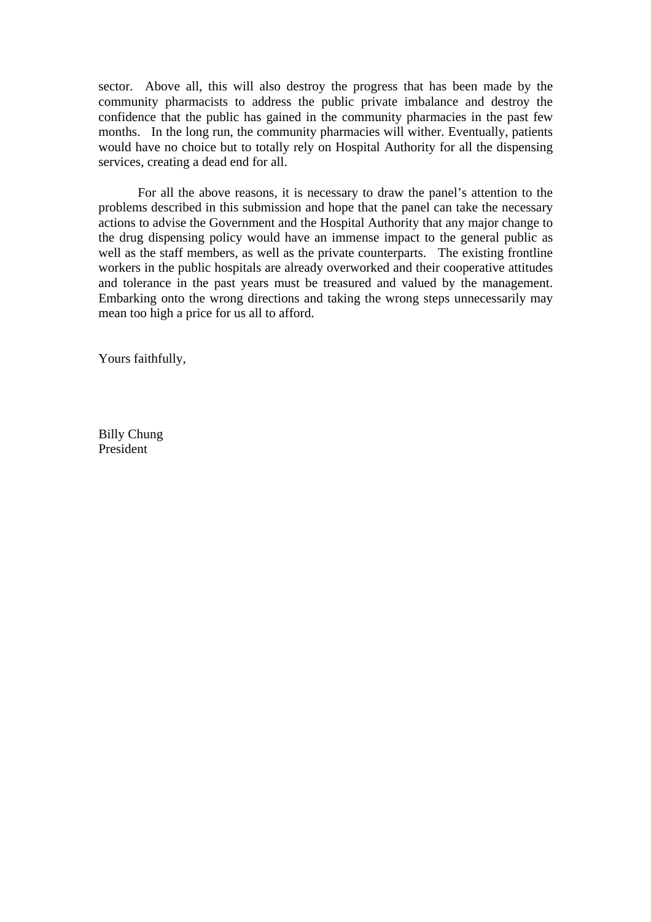sector. Above all, this will also destroy the progress that has been made by the community pharmacists to address the public private imbalance and destroy the confidence that the public has gained in the community pharmacies in the past few months. In the long run, the community pharmacies will wither. Eventually, patients would have no choice but to totally rely on Hospital Authority for all the dispensing services, creating a dead end for all.

For all the above reasons, it is necessary to draw the panel's attention to the problems described in this submission and hope that the panel can take the necessary actions to advise the Government and the Hospital Authority that any major change to the drug dispensing policy would have an immense impact to the general public as well as the staff members, as well as the private counterparts. The existing frontline workers in the public hospitals are already overworked and their cooperative attitudes and tolerance in the past years must be treasured and valued by the management. Embarking onto the wrong directions and taking the wrong steps unnecessarily may mean too high a price for us all to afford.

Yours faithfully,

Billy Chung
President